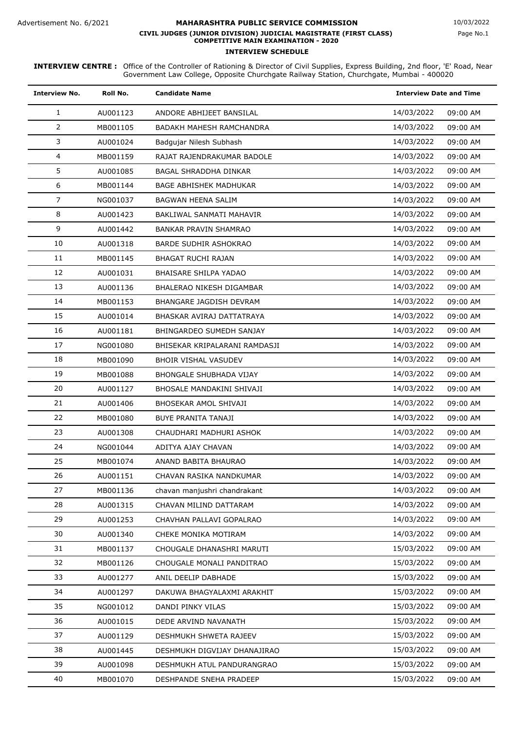Advertisement No. 6/2021

10/03/2022

# MAHARASHTRA PUBLIC SERVICE COMMISSION

## CIVIL JUDGES (JUNIOR DIVISION) JUDICIAL MAGISTRATE (FIRST CLASS) COMPETITIVE MAIN EXAMINATION - 2020

### INTERVIEW SCHEDULE

**INTERVIEW CENTRE :** Office of the Controller of Rationing & Director of Civil Supplies, Express Building, 2nd floor, 'E' Road, Near Government Law College, Opposite Churchgate Railway Station, Churchgate, Mumbai - 400020

| Interview No. | Roll No. | Candidate Name | Interview Date and Time | |
|---|---|---|---|---|
| 1 | AU001123 | ANDORE ABHIJEET BANSILAL | 14/03/2022 | 09:00 AM |
| 2 | MB001105 | BADAKH MAHESH RAMCHANDRA | 14/03/2022 | 09:00 AM |
| 3 | AU001024 | Badgujar Nilesh Subhash | 14/03/2022 | 09:00 AM |
| 4 | MB001159 | RAJAT RAJENDRAKUMAR BADOLE | 14/03/2022 | 09:00 AM |
| 5 | AU001085 | BAGAL SHRADDHA DINKAR | 14/03/2022 | 09:00 AM |
| 6 | MB001144 | BAGE ABHISHEK MADHUKAR | 14/03/2022 | 09:00 AM |
| 7 | NG001037 | BAGWAN HEENA SALIM | 14/03/2022 | 09:00 AM |
| 8 | AU001423 | BAKLIWAL SANMATI MAHAVIR | 14/03/2022 | 09:00 AM |
| 9 | AU001442 | BANKAR PRAVIN SHAMRAO | 14/03/2022 | 09:00 AM |
| 10 | AU001318 | BARDE SUDHIR ASHOKRAO | 14/03/2022 | 09:00 AM |
| 11 | MB001145 | BHAGAT RUCHI RAJAN | 14/03/2022 | 09:00 AM |
| 12 | AU001031 | BHAISARE SHILPA YADAO | 14/03/2022 | 09:00 AM |
| 13 | AU001136 | BHALERAO NIKESH DIGAMBAR | 14/03/2022 | 09:00 AM |
| 14 | MB001153 | BHANGARE JAGDISH DEVRAM | 14/03/2022 | 09:00 AM |
| 15 | AU001014 | BHASKAR AVIRAJ DATTATRAYA | 14/03/2022 | 09:00 AM |
| 16 | AU001181 | BHINGARDEO SUMEDH SANJAY | 14/03/2022 | 09:00 AM |
| 17 | NG001080 | BHISEKAR KRIPALARANI RAMDASJI | 14/03/2022 | 09:00 AM |
| 18 | MB001090 | BHOIR VISHAL VASUDEV | 14/03/2022 | 09:00 AM |
| 19 | MB001088 | BHONGALE SHUBHADA VIJAY | 14/03/2022 | 09:00 AM |
| 20 | AU001127 | BHOSALE MANDAKINI SHIVAJI | 14/03/2022 | 09:00 AM |
| 21 | AU001406 | BHOSEKAR AMOL SHIVAJI | 14/03/2022 | 09:00 AM |
| 22 | MB001080 | BUYE PRANITA TANAJI | 14/03/2022 | 09:00 AM |
| 23 | AU001308 | CHAUDHARI MADHURI ASHOK | 14/03/2022 | 09:00 AM |
| 24 | NG001044 | ADITYA AJAY CHAVAN | 14/03/2022 | 09:00 AM |
| 25 | MB001074 | ANAND BABITA BHAURAO | 14/03/2022 | 09:00 AM |
| 26 | AU001151 | CHAVAN RASIKA NANDKUMAR | 14/03/2022 | 09:00 AM |
| 27 | MB001136 | chavan manjushri chandrakant | 14/03/2022 | 09:00 AM |
| 28 | AU001315 | CHAVAN MILIND DATTARAM | 14/03/2022 | 09:00 AM |
| 29 | AU001253 | CHAVHAN PALLAVI GOPALRAO | 14/03/2022 | 09:00 AM |
| 30 | AU001340 | CHEKE MONIKA MOTIRAM | 14/03/2022 | 09:00 AM |
| 31 | MB001137 | CHOUGALE DHANASHRI MARUTI | 15/03/2022 | 09:00 AM |
| 32 | MB001126 | CHOUGALE MONALI PANDITRAO | 15/03/2022 | 09:00 AM |
| 33 | AU001277 | ANIL DEELIP DABHADE | 15/03/2022 | 09:00 AM |
| 34 | AU001297 | DAKUWA BHAGYALAXMI ARAKHIT | 15/03/2022 | 09:00 AM |
| 35 | NG001012 | DANDI PINKY VILAS | 15/03/2022 | 09:00 AM |
| 36 | AU001015 | DEDE ARVIND NAVANATH | 15/03/2022 | 09:00 AM |
| 37 | AU001129 | DESHMUKH SHWETA RAJEEV | 15/03/2022 | 09:00 AM |
| 38 | AU001445 | DESHMUKH DIGVIJAY DHANAJIRAO | 15/03/2022 | 09:00 AM |
| 39 | AU001098 | DESHMUKH ATUL PANDURANGRAO | 15/03/2022 | 09:00 AM |
| 40 | MB001070 | DESHPANDE SNEHA PRADEEP | 15/03/2022 | 09:00 AM |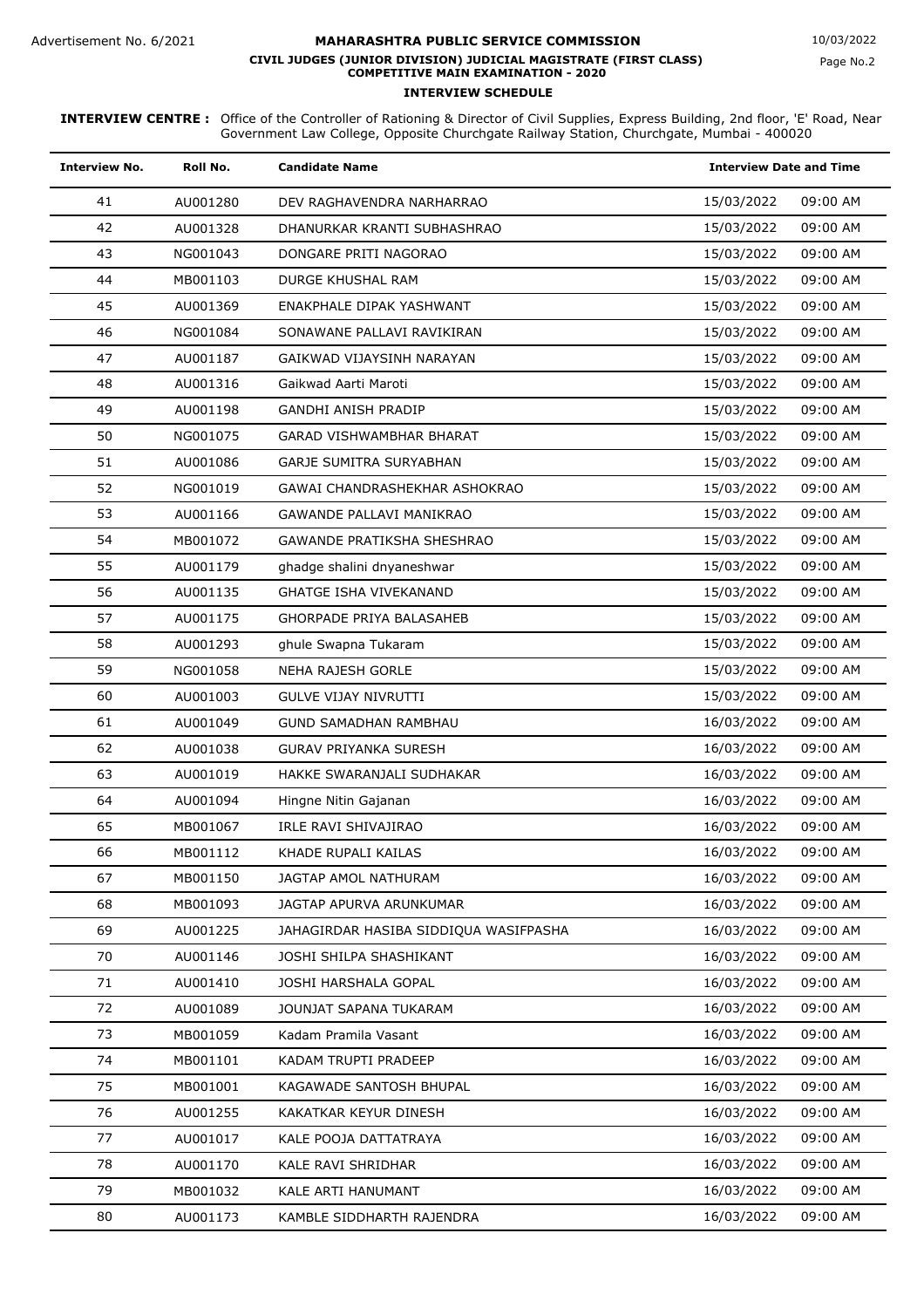Advertisement No. 6/2021

**MAHARASHTRA PUBLIC SERVICE COMMISSION**

**CIVIL JUDGES (JUNIOR DIVISION) JUDICIAL MAGISTRATE (FIRST CLASS) COMPETITIVE MAIN EXAMINATION - 2020**

**INTERVIEW SCHEDULE**

10/03/2022

**INTERVIEW CENTRE :** Office of the Controller of Rationing & Director of Civil Supplies, Express Building, 2nd floor, 'E' Road, Near Government Law College, Opposite Churchgate Railway Station, Churchgate, Mumbai - 400020

| Interview No. | Roll No. | Candidate Name | Interview Date and Time | |
|---|---|---|---|---|
| 41 | AU001280 | DEV RAGHAVENDRA NARHARRAO | 15/03/2022 | 09:00 AM |
| 42 | AU001328 | DHANURKAR KRANTI SUBHASHRAO | 15/03/2022 | 09:00 AM |
| 43 | NG001043 | DONGARE PRITI NAGORAO | 15/03/2022 | 09:00 AM |
| 44 | MB001103 | DURGE KHUSHAL RAM | 15/03/2022 | 09:00 AM |
| 45 | AU001369 | ENAKPHALE DIPAK YASHWANT | 15/03/2022 | 09:00 AM |
| 46 | NG001084 | SONAWANE PALLAVI RAVIKIRAN | 15/03/2022 | 09:00 AM |
| 47 | AU001187 | GAIKWAD VIJAYSINH NARAYAN | 15/03/2022 | 09:00 AM |
| 48 | AU001316 | Gaikwad Aarti Maroti | 15/03/2022 | 09:00 AM |
| 49 | AU001198 | GANDHI ANISH PRADIP | 15/03/2022 | 09:00 AM |
| 50 | NG001075 | GARAD VISHWAMBHAR BHARAT | 15/03/2022 | 09:00 AM |
| 51 | AU001086 | GARJE SUMITRA SURYABHAN | 15/03/2022 | 09:00 AM |
| 52 | NG001019 | GAWAI CHANDRASHEKHAR ASHOKRAO | 15/03/2022 | 09:00 AM |
| 53 | AU001166 | GAWANDE PALLAVI MANIKRAO | 15/03/2022 | 09:00 AM |
| 54 | MB001072 | GAWANDE PRATIKSHA SHESHRAO | 15/03/2022 | 09:00 AM |
| 55 | AU001179 | ghadge shalini dnyaneshwar | 15/03/2022 | 09:00 AM |
| 56 | AU001135 | GHATGE ISHA VIVEKANAND | 15/03/2022 | 09:00 AM |
| 57 | AU001175 | GHORPADE PRIYA BALASAHEB | 15/03/2022 | 09:00 AM |
| 58 | AU001293 | ghule Swapna Tukaram | 15/03/2022 | 09:00 AM |
| 59 | NG001058 | NEHA RAJESH GORLE | 15/03/2022 | 09:00 AM |
| 60 | AU001003 | GULVE VIJAY NIVRUTTI | 15/03/2022 | 09:00 AM |
| 61 | AU001049 | GUND SAMADHAN RAMBHAU | 16/03/2022 | 09:00 AM |
| 62 | AU001038 | GURAV PRIYANKA SURESH | 16/03/2022 | 09:00 AM |
| 63 | AU001019 | HAKKE SWARANJALI SUDHAKAR | 16/03/2022 | 09:00 AM |
| 64 | AU001094 | Hingne Nitin Gajanan | 16/03/2022 | 09:00 AM |
| 65 | MB001067 | IRLE RAVI SHIVAJIRAO | 16/03/2022 | 09:00 AM |
| 66 | MB001112 | KHADE RUPALI KAILAS | 16/03/2022 | 09:00 AM |
| 67 | MB001150 | JAGTAP AMOL NATHURAM | 16/03/2022 | 09:00 AM |
| 68 | MB001093 | JAGTAP APURVA ARUNKUMAR | 16/03/2022 | 09:00 AM |
| 69 | AU001225 | JAHAGIRDAR HASIBA SIDDIQUA WASIFPASHA | 16/03/2022 | 09:00 AM |
| 70 | AU001146 | JOSHI SHILPA SHASHIKANT | 16/03/2022 | 09:00 AM |
| 71 | AU001410 | JOSHI HARSHALA GOPAL | 16/03/2022 | 09:00 AM |
| 72 | AU001089 | JOUNJAT SAPANA TUKARAM | 16/03/2022 | 09:00 AM |
| 73 | MB001059 | Kadam Pramila Vasant | 16/03/2022 | 09:00 AM |
| 74 | MB001101 | KADAM TRUPTI PRADEEP | 16/03/2022 | 09:00 AM |
| 75 | MB001001 | KAGAWADE SANTOSH BHUPAL | 16/03/2022 | 09:00 AM |
| 76 | AU001255 | KAKATKAR KEYUR DINESH | 16/03/2022 | 09:00 AM |
| 77 | AU001017 | KALE POOJA DATTATRAYA | 16/03/2022 | 09:00 AM |
| 78 | AU001170 | KALE RAVI SHRIDHAR | 16/03/2022 | 09:00 AM |
| 79 | MB001032 | KALE ARTI HANUMANT | 16/03/2022 | 09:00 AM |
| 80 | AU001173 | KAMBLE SIDDHARTH RAJENDRA | 16/03/2022 | 09:00 AM |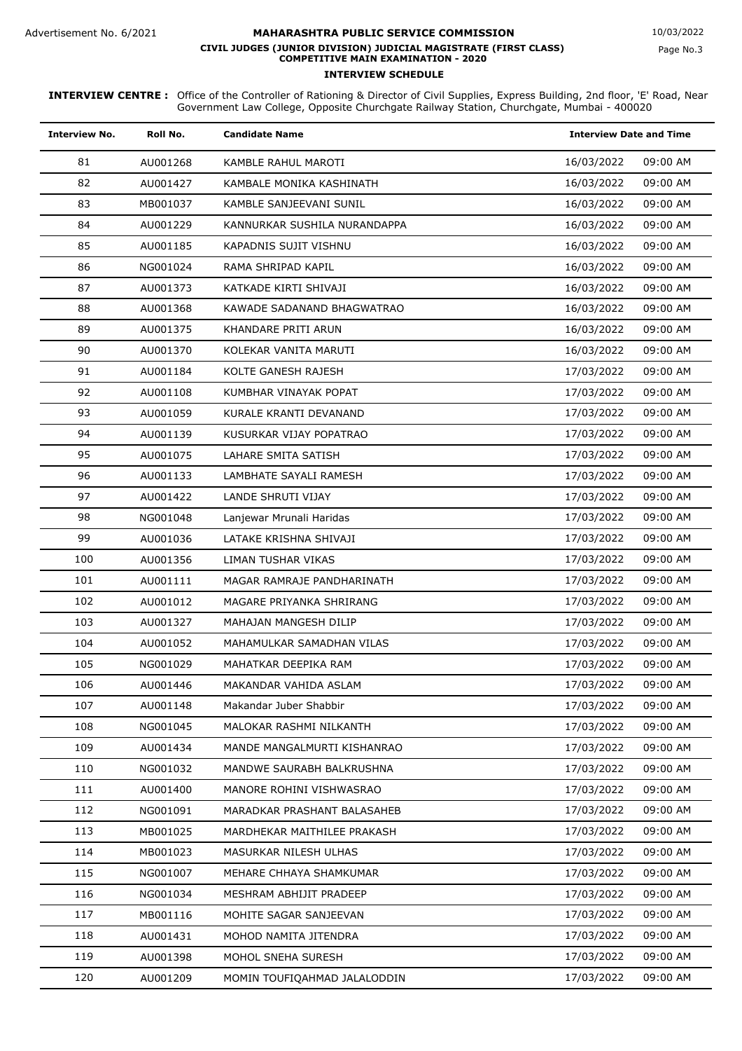**MAHARASHTRA PUBLIC SERVICE COMMISSION**

**CIVIL JUDGES (JUNIOR DIVISION) JUDICIAL MAGISTRATE (FIRST CLASS) COMPETITIVE MAIN EXAMINATION - 2020**

**INTERVIEW SCHEDULE**

Advertisement No. 6/2021

10/03/2022

**INTERVIEW CENTRE :** Office of the Controller of Rationing & Director of Civil Supplies, Express Building, 2nd floor, 'E' Road, Near Government Law College, Opposite Churchgate Railway Station, Churchgate, Mumbai - 400020

| Interview No. | Roll No. | Candidate Name | Interview Date and Time | |
|---|---|---|---|---|
| 81 | AU001268 | KAMBLE RAHUL MAROTI | 16/03/2022 | 09:00 AM |
| 82 | AU001427 | KAMBALE MONIKA KASHINATH | 16/03/2022 | 09:00 AM |
| 83 | MB001037 | KAMBLE SANJEEVANI SUNIL | 16/03/2022 | 09:00 AM |
| 84 | AU001229 | KANNURKAR SUSHILA NURANDAPPA | 16/03/2022 | 09:00 AM |
| 85 | AU001185 | KAPADNIS SUJIT VISHNU | 16/03/2022 | 09:00 AM |
| 86 | NG001024 | RAMA SHRIPAD KAPIL | 16/03/2022 | 09:00 AM |
| 87 | AU001373 | KATKADE KIRTI SHIVAJI | 16/03/2022 | 09:00 AM |
| 88 | AU001368 | KAWADE SADANAND BHAGWATRAO | 16/03/2022 | 09:00 AM |
| 89 | AU001375 | KHANDARE PRITI ARUN | 16/03/2022 | 09:00 AM |
| 90 | AU001370 | KOLEKAR VANITA MARUTI | 16/03/2022 | 09:00 AM |
| 91 | AU001184 | KOLTE GANESH RAJESH | 17/03/2022 | 09:00 AM |
| 92 | AU001108 | KUMBHAR VINAYAK POPAT | 17/03/2022 | 09:00 AM |
| 93 | AU001059 | KURALE KRANTI DEVANAND | 17/03/2022 | 09:00 AM |
| 94 | AU001139 | KUSURKAR VIJAY POPATRAO | 17/03/2022 | 09:00 AM |
| 95 | AU001075 | LAHARE SMITA SATISH | 17/03/2022 | 09:00 AM |
| 96 | AU001133 | LAMBHATE SAYALI RAMESH | 17/03/2022 | 09:00 AM |
| 97 | AU001422 | LANDE SHRUTI VIJAY | 17/03/2022 | 09:00 AM |
| 98 | NG001048 | Lanjewar Mrunali Haridas | 17/03/2022 | 09:00 AM |
| 99 | AU001036 | LATAKE KRISHNA SHIVAJI | 17/03/2022 | 09:00 AM |
| 100 | AU001356 | LIMAN TUSHAR VIKAS | 17/03/2022 | 09:00 AM |
| 101 | AU001111 | MAGAR RAMRAJE PANDHARINATH | 17/03/2022 | 09:00 AM |
| 102 | AU001012 | MAGARE PRIYANKA SHRIRANG | 17/03/2022 | 09:00 AM |
| 103 | AU001327 | MAHAJAN MANGESH DILIP | 17/03/2022 | 09:00 AM |
| 104 | AU001052 | MAHAMULKAR SAMADHAN VILAS | 17/03/2022 | 09:00 AM |
| 105 | NG001029 | MAHATKAR DEEPIKA RAM | 17/03/2022 | 09:00 AM |
| 106 | AU001446 | MAKANDAR VAHIDA ASLAM | 17/03/2022 | 09:00 AM |
| 107 | AU001148 | Makandar Juber Shabbir | 17/03/2022 | 09:00 AM |
| 108 | NG001045 | MALOKAR RASHMI NILKANTH | 17/03/2022 | 09:00 AM |
| 109 | AU001434 | MANDE MANGALMURTI KISHANRAO | 17/03/2022 | 09:00 AM |
| 110 | NG001032 | MANDWE SAURABH BALKRUSHNA | 17/03/2022 | 09:00 AM |
| 111 | AU001400 | MANORE ROHINI VISHWASRAO | 17/03/2022 | 09:00 AM |
| 112 | NG001091 | MARADKAR PRASHANT BALASAHEB | 17/03/2022 | 09:00 AM |
| 113 | MB001025 | MARDHEKAR MAITHILEE PRAKASH | 17/03/2022 | 09:00 AM |
| 114 | MB001023 | MASURKAR NILESH ULHAS | 17/03/2022 | 09:00 AM |
| 115 | NG001007 | MEHARE CHHAYA SHAMKUMAR | 17/03/2022 | 09:00 AM |
| 116 | NG001034 | MESHRAM ABHIJIT PRADEEP | 17/03/2022 | 09:00 AM |
| 117 | MB001116 | MOHITE SAGAR SANJEEVAN | 17/03/2022 | 09:00 AM |
| 118 | AU001431 | MOHOD NAMITA JITENDRA | 17/03/2022 | 09:00 AM |
| 119 | AU001398 | MOHOL SNEHA SURESH | 17/03/2022 | 09:00 AM |
| 120 | AU001209 | MOMIN TOUFIQAHMAD JALALODDIN | 17/03/2022 | 09:00 AM |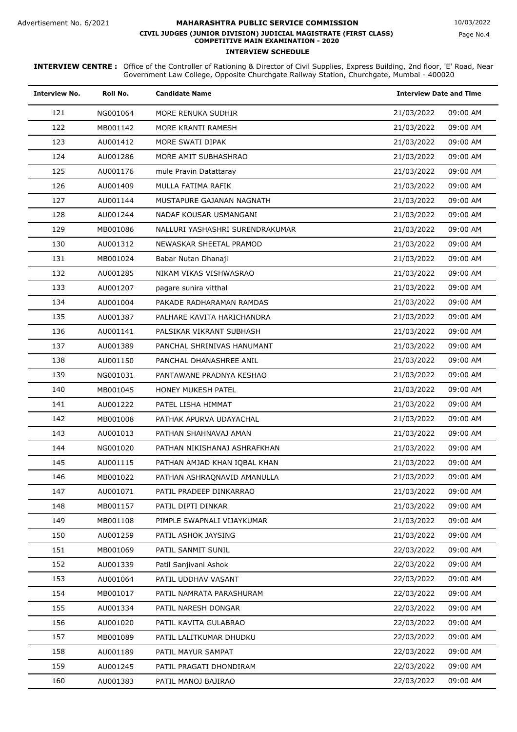Advertisement No. 6/2021

# MAHARASHTRA PUBLIC SERVICE COMMISSION

## CIVIL JUDGES (JUNIOR DIVISION) JUDICIAL MAGISTRATE (FIRST CLASS) COMPETITIVE MAIN EXAMINATION - 2020

10/03/2022

### INTERVIEW SCHEDULE

**INTERVIEW CENTRE :** Office of the Controller of Rationing & Director of Civil Supplies, Express Building, 2nd floor, 'E' Road, Near Government Law College, Opposite Churchgate Railway Station, Churchgate, Mumbai - 400020

| Interview No. | Roll No. | Candidate Name | Interview Date and Time | |
|---|---|---|---|---|
| 121 | NG001064 | MORE RENUKA SUDHIR | 21/03/2022 | 09:00 AM |
| 122 | MB001142 | MORE KRANTI RAMESH | 21/03/2022 | 09:00 AM |
| 123 | AU001412 | MORE SWATI DIPAK | 21/03/2022 | 09:00 AM |
| 124 | AU001286 | MORE AMIT SUBHASHRAO | 21/03/2022 | 09:00 AM |
| 125 | AU001176 | mule Pravin Datattaray | 21/03/2022 | 09:00 AM |
| 126 | AU001409 | MULLA FATIMA RAFIK | 21/03/2022 | 09:00 AM |
| 127 | AU001144 | MUSTAPURE GAJANAN NAGNATH | 21/03/2022 | 09:00 AM |
| 128 | AU001244 | NADAF KOUSAR USMANGANI | 21/03/2022 | 09:00 AM |
| 129 | MB001086 | NALLURI YASHASHRI SURENDRAKUMAR | 21/03/2022 | 09:00 AM |
| 130 | AU001312 | NEWASKAR SHEETAL PRAMOD | 21/03/2022 | 09:00 AM |
| 131 | MB001024 | Babar Nutan Dhanaji | 21/03/2022 | 09:00 AM |
| 132 | AU001285 | NIKAM VIKAS VISHWASRAO | 21/03/2022 | 09:00 AM |
| 133 | AU001207 | pagare sunira vitthal | 21/03/2022 | 09:00 AM |
| 134 | AU001004 | PAKADE RADHARAMAN RAMDAS | 21/03/2022 | 09:00 AM |
| 135 | AU001387 | PALHARE KAVITA HARICHANDRA | 21/03/2022 | 09:00 AM |
| 136 | AU001141 | PALSIKAR VIKRANT SUBHASH | 21/03/2022 | 09:00 AM |
| 137 | AU001389 | PANCHAL SHRINIVAS HANUMANT | 21/03/2022 | 09:00 AM |
| 138 | AU001150 | PANCHAL DHANASHREE ANIL | 21/03/2022 | 09:00 AM |
| 139 | NG001031 | PANTAWANE PRADNYA KESHAO | 21/03/2022 | 09:00 AM |
| 140 | MB001045 | HONEY MUKESH PATEL | 21/03/2022 | 09:00 AM |
| 141 | AU001222 | PATEL LISHA HIMMAT | 21/03/2022 | 09:00 AM |
| 142 | MB001008 | PATHAK APURVA UDAYACHAL | 21/03/2022 | 09:00 AM |
| 143 | AU001013 | PATHAN SHAHNAVAJ AMAN | 21/03/2022 | 09:00 AM |
| 144 | NG001020 | PATHAN NIKISHANAJ ASHRAFKHAN | 21/03/2022 | 09:00 AM |
| 145 | AU001115 | PATHAN AMJAD KHAN IQBAL KHAN | 21/03/2022 | 09:00 AM |
| 146 | MB001022 | PATHAN ASHRAQNAVID AMANULLA | 21/03/2022 | 09:00 AM |
| 147 | AU001071 | PATIL PRADEEP DINKARRAO | 21/03/2022 | 09:00 AM |
| 148 | MB001157 | PATIL DIPTI DINKAR | 21/03/2022 | 09:00 AM |
| 149 | MB001108 | PIMPLE SWAPNALI VIJAYKUMAR | 21/03/2022 | 09:00 AM |
| 150 | AU001259 | PATIL ASHOK JAYSING | 21/03/2022 | 09:00 AM |
| 151 | MB001069 | PATIL SANMIT SUNIL | 22/03/2022 | 09:00 AM |
| 152 | AU001339 | Patil Sanjivani Ashok | 22/03/2022 | 09:00 AM |
| 153 | AU001064 | PATIL UDDHAV VASANT | 22/03/2022 | 09:00 AM |
| 154 | MB001017 | PATIL NAMRATA PARASHURAM | 22/03/2022 | 09:00 AM |
| 155 | AU001334 | PATIL NARESH DONGAR | 22/03/2022 | 09:00 AM |
| 156 | AU001020 | PATIL KAVITA GULABRAO | 22/03/2022 | 09:00 AM |
| 157 | MB001089 | PATIL LALITKUMAR DHUDKU | 22/03/2022 | 09:00 AM |
| 158 | AU001189 | PATIL MAYUR SAMPAT | 22/03/2022 | 09:00 AM |
| 159 | AU001245 | PATIL PRAGATI DHONDIRAM | 22/03/2022 | 09:00 AM |
| 160 | AU001383 | PATIL MANOJ BAJIRAO | 22/03/2022 | 09:00 AM |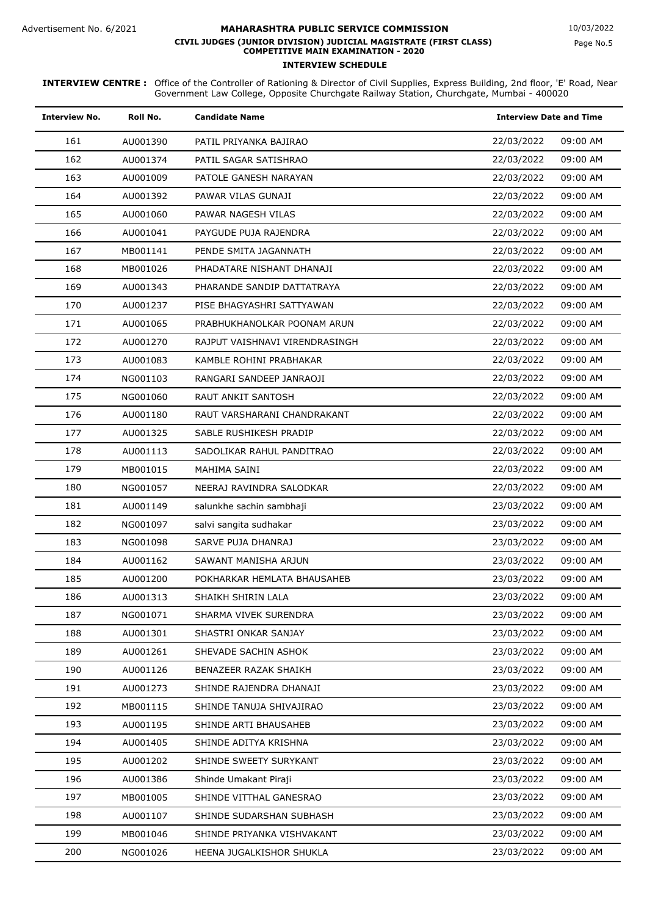Advertisement No. 6/2021

# MAHARASHTRA PUBLIC SERVICE COMMISSION

**CIVIL JUDGES (JUNIOR DIVISION) JUDICIAL MAGISTRATE (FIRST CLASS) COMPETITIVE MAIN EXAMINATION - 2020**

10/03/2022

**INTERVIEW SCHEDULE**

**INTERVIEW CENTRE :** Office of the Controller of Rationing & Director of Civil Supplies, Express Building, 2nd floor, 'E' Road, Near Government Law College, Opposite Churchgate Railway Station, Churchgate, Mumbai - 400020

| Interview No. | Roll No. | Candidate Name | Interview Date and Time | |
|---|---|---|---|---|
| 161 | AU001390 | PATIL PRIYANKA BAJIRAO | 22/03/2022 | 09:00 AM |
| 162 | AU001374 | PATIL SAGAR SATISHRAO | 22/03/2022 | 09:00 AM |
| 163 | AU001009 | PATOLE GANESH NARAYAN | 22/03/2022 | 09:00 AM |
| 164 | AU001392 | PAWAR VILAS GUNAJI | 22/03/2022 | 09:00 AM |
| 165 | AU001060 | PAWAR NAGESH VILAS | 22/03/2022 | 09:00 AM |
| 166 | AU001041 | PAYGUDE PUJA RAJENDRA | 22/03/2022 | 09:00 AM |
| 167 | MB001141 | PENDE SMITA JAGANNATH | 22/03/2022 | 09:00 AM |
| 168 | MB001026 | PHADATARE NISHANT DHANAJI | 22/03/2022 | 09:00 AM |
| 169 | AU001343 | PHARANDE SANDIP DATTATRAYA | 22/03/2022 | 09:00 AM |
| 170 | AU001237 | PISE BHAGYASHRI SATTYAWAN | 22/03/2022 | 09:00 AM |
| 171 | AU001065 | PRABHUKHANOLKAR POONAM ARUN | 22/03/2022 | 09:00 AM |
| 172 | AU001270 | RAJPUT VAISHNAVI VIRENDRASINGH | 22/03/2022 | 09:00 AM |
| 173 | AU001083 | KAMBLE ROHINI PRABHAKAR | 22/03/2022 | 09:00 AM |
| 174 | NG001103 | RANGARI SANDEEP JANRAOJI | 22/03/2022 | 09:00 AM |
| 175 | NG001060 | RAUT ANKIT SANTOSH | 22/03/2022 | 09:00 AM |
| 176 | AU001180 | RAUT VARSHARANI CHANDRAKANT | 22/03/2022 | 09:00 AM |
| 177 | AU001325 | SABLE RUSHIKESH PRADIP | 22/03/2022 | 09:00 AM |
| 178 | AU001113 | SADOLIKAR RAHUL PANDITRAO | 22/03/2022 | 09:00 AM |
| 179 | MB001015 | MAHIMA SAINI | 22/03/2022 | 09:00 AM |
| 180 | NG001057 | NEERAJ RAVINDRA SALODKAR | 22/03/2022 | 09:00 AM |
| 181 | AU001149 | salunkhe sachin sambhaji | 23/03/2022 | 09:00 AM |
| 182 | NG001097 | salvi sangita sudhakar | 23/03/2022 | 09:00 AM |
| 183 | NG001098 | SARVE PUJA DHANRAJ | 23/03/2022 | 09:00 AM |
| 184 | AU001162 | SAWANT MANISHA ARJUN | 23/03/2022 | 09:00 AM |
| 185 | AU001200 | POKHARKAR HEMLATA BHAUSAHEB | 23/03/2022 | 09:00 AM |
| 186 | AU001313 | SHAIKH SHIRIN LALA | 23/03/2022 | 09:00 AM |
| 187 | NG001071 | SHARMA VIVEK SURENDRA | 23/03/2022 | 09:00 AM |
| 188 | AU001301 | SHASTRI ONKAR SANJAY | 23/03/2022 | 09:00 AM |
| 189 | AU001261 | SHEVADE SACHIN ASHOK | 23/03/2022 | 09:00 AM |
| 190 | AU001126 | BENAZEER RAZAK SHAIKH | 23/03/2022 | 09:00 AM |
| 191 | AU001273 | SHINDE RAJENDRA DHANAJI | 23/03/2022 | 09:00 AM |
| 192 | MB001115 | SHINDE TANUJA SHIVAJIRAO | 23/03/2022 | 09:00 AM |
| 193 | AU001195 | SHINDE ARTI BHAUSAHEB | 23/03/2022 | 09:00 AM |
| 194 | AU001405 | SHINDE ADITYA KRISHNA | 23/03/2022 | 09:00 AM |
| 195 | AU001202 | SHINDE SWEETY SURYKANT | 23/03/2022 | 09:00 AM |
| 196 | AU001386 | Shinde Umakant Piraji | 23/03/2022 | 09:00 AM |
| 197 | MB001005 | SHINDE VITTHAL GANESRAO | 23/03/2022 | 09:00 AM |
| 198 | AU001107 | SHINDE SUDARSHAN SUBHASH | 23/03/2022 | 09:00 AM |
| 199 | MB001046 | SHINDE PRIYANKA VISHVAKANT | 23/03/2022 | 09:00 AM |
| 200 | NG001026 | HEENA JUGALKISHOR SHUKLA | 23/03/2022 | 09:00 AM |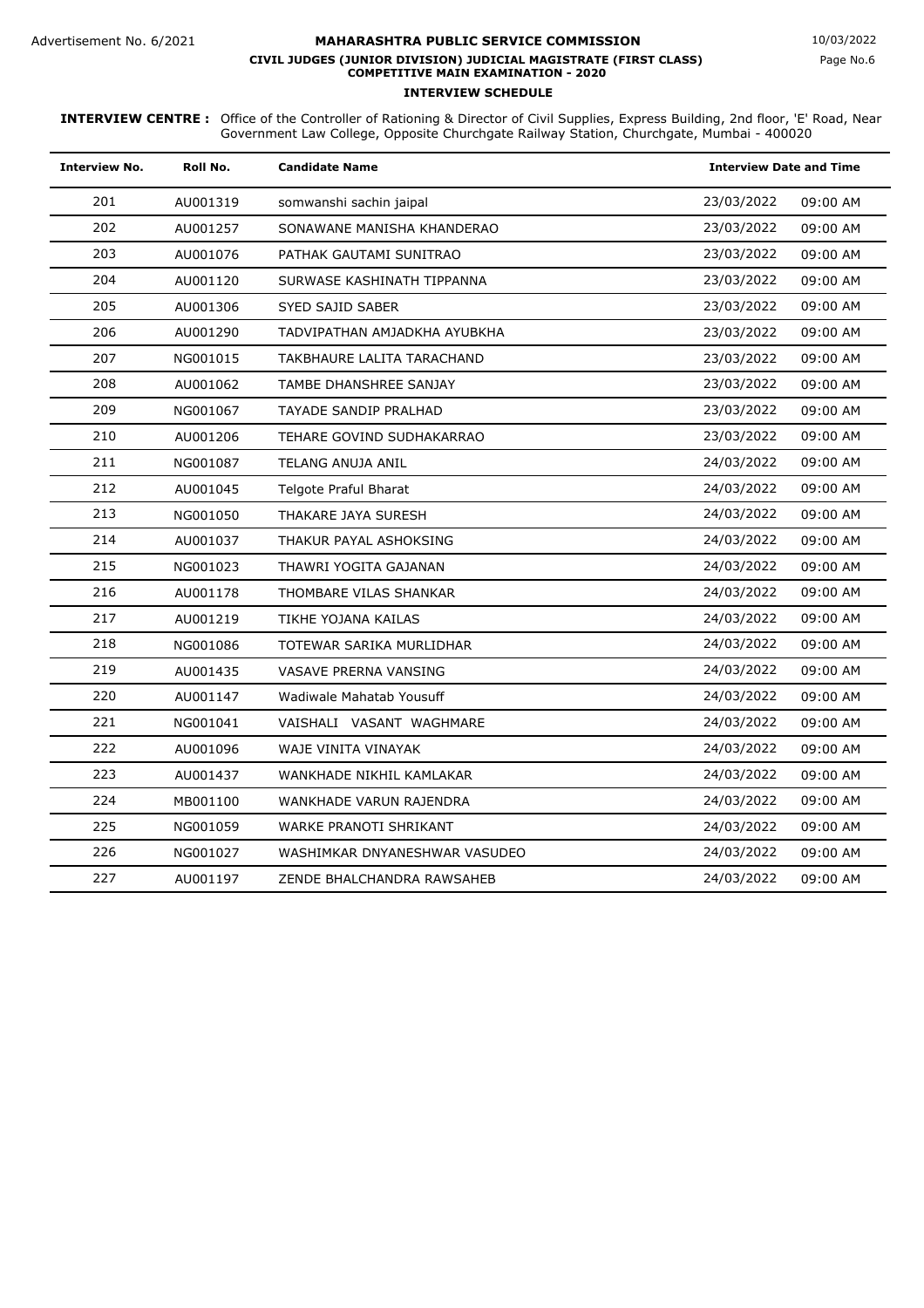Advertisement No. 6/2021

**MAHARASHTRA PUBLIC SERVICE COMMISSION**

**CIVIL JUDGES (JUNIOR DIVISION) JUDICIAL MAGISTRATE (FIRST CLASS) COMPETITIVE MAIN EXAMINATION - 2020**

10/03/2022

**INTERVIEW SCHEDULE**

**INTERVIEW CENTRE :** Office of the Controller of Rationing & Director of Civil Supplies, Express Building, 2nd floor, 'E' Road, Near Government Law College, Opposite Churchgate Railway Station, Churchgate, Mumbai - 400020

| Interview No. | Roll No. | Candidate Name | Interview Date and Time | |
|---|---|---|---|---|
| 201 | AU001319 | somwanshi sachin jaipal | 23/03/2022 | 09:00 AM |
| 202 | AU001257 | SONAWANE MANISHA KHANDERAO | 23/03/2022 | 09:00 AM |
| 203 | AU001076 | PATHAK GAUTAMI SUNITRAO | 23/03/2022 | 09:00 AM |
| 204 | AU001120 | SURWASE KASHINATH TIPPANNA | 23/03/2022 | 09:00 AM |
| 205 | AU001306 | SYED SAJID SABER | 23/03/2022 | 09:00 AM |
| 206 | AU001290 | TADVIPATHAN AMJADKHA AYUBKHA | 23/03/2022 | 09:00 AM |
| 207 | NG001015 | TAKBHAURE LALITA TARACHAND | 23/03/2022 | 09:00 AM |
| 208 | AU001062 | TAMBE DHANSHREE SANJAY | 23/03/2022 | 09:00 AM |
| 209 | NG001067 | TAYADE SANDIP PRALHAD | 23/03/2022 | 09:00 AM |
| 210 | AU001206 | TEHARE GOVIND SUDHAKARRAO | 23/03/2022 | 09:00 AM |
| 211 | NG001087 | TELANG ANUJA ANIL | 24/03/2022 | 09:00 AM |
| 212 | AU001045 | Telgote Praful Bharat | 24/03/2022 | 09:00 AM |
| 213 | NG001050 | THAKARE JAYA SURESH | 24/03/2022 | 09:00 AM |
| 214 | AU001037 | THAKUR PAYAL ASHOKSING | 24/03/2022 | 09:00 AM |
| 215 | NG001023 | THAWRI YOGITA GAJANAN | 24/03/2022 | 09:00 AM |
| 216 | AU001178 | THOMBARE VILAS SHANKAR | 24/03/2022 | 09:00 AM |
| 217 | AU001219 | TIKHE YOJANA KAILAS | 24/03/2022 | 09:00 AM |
| 218 | NG001086 | TOTEWAR SARIKA MURLIDHAR | 24/03/2022 | 09:00 AM |
| 219 | AU001435 | VASAVE PRERNA VANSING | 24/03/2022 | 09:00 AM |
| 220 | AU001147 | Wadiwale Mahatab Yousuff | 24/03/2022 | 09:00 AM |
| 221 | NG001041 | VAISHALI VASANT WAGHMARE | 24/03/2022 | 09:00 AM |
| 222 | AU001096 | WAJE VINITA VINAYAK | 24/03/2022 | 09:00 AM |
| 223 | AU001437 | WANKHADE NIKHIL KAMLAKAR | 24/03/2022 | 09:00 AM |
| 224 | MB001100 | WANKHADE VARUN RAJENDRA | 24/03/2022 | 09:00 AM |
| 225 | NG001059 | WARKE PRANOTI SHRIKANT | 24/03/2022 | 09:00 AM |
| 226 | NG001027 | WASHIMKAR DNYANESHWAR VASUDEO | 24/03/2022 | 09:00 AM |
| 227 | AU001197 | ZENDE BHALCHANDRA RAWSAHEB | 24/03/2022 | 09:00 AM |